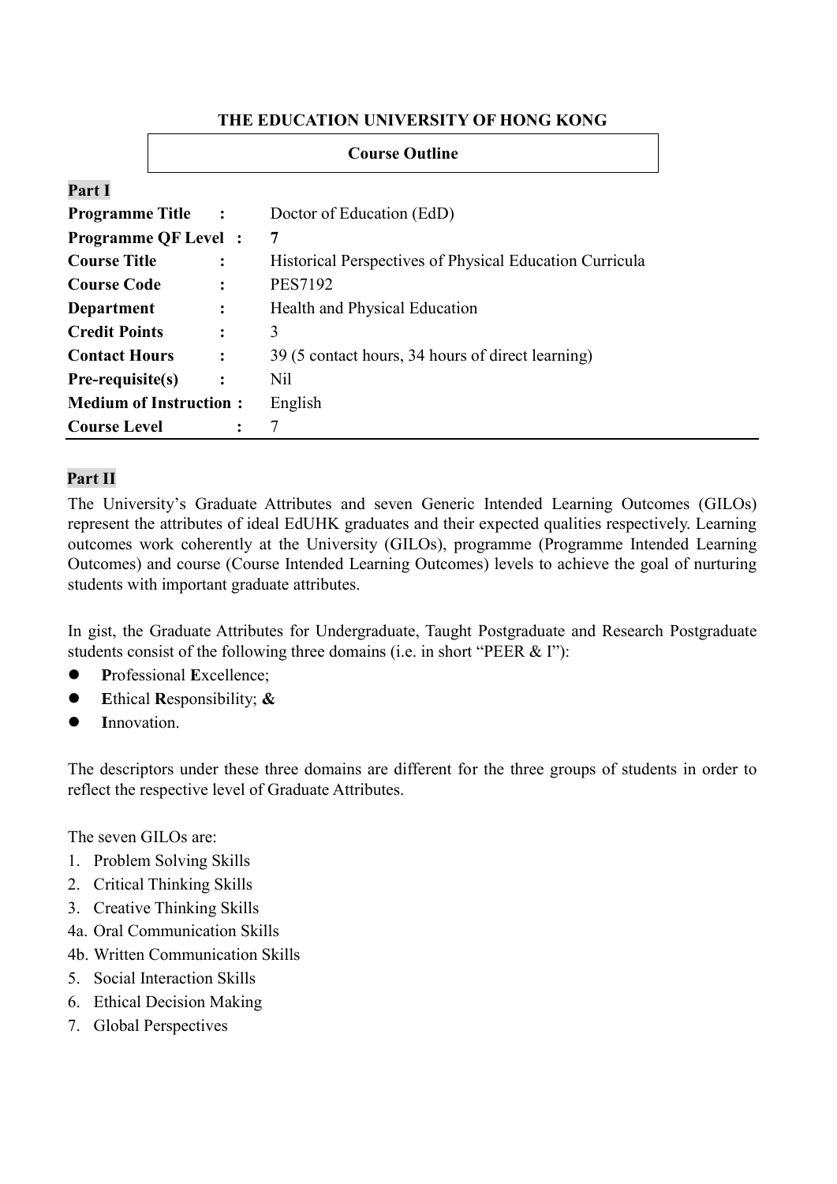**THE EDUCATION UNIVERSITY OF HONG KONG**

**Course Outline**

## Part I

| | |
|---|---|
| **Programme Title :** | Doctor of Education (EdD) |
| **Programme QF Level :** | **7** |
| **Course Title :** | Historical Perspectives of Physical Education Curricula |
| **Course Code :** | PES7192 |
| **Department :** | Health and Physical Education |
| **Credit Points :** | 3 |
| **Contact Hours :** | 39 (5 contact hours, 34 hours of direct learning) |
| **Pre-requisite(s) :** | Nil |
| **Medium of Instruction :** | English |
| **Course Level :** | 7 |

## Part II

The University's Graduate Attributes and seven Generic Intended Learning Outcomes (GILOs) represent the attributes of ideal EdUHK graduates and their expected qualities respectively. Learning outcomes work coherently at the University (GILOs), programme (Programme Intended Learning Outcomes) and course (Course Intended Learning Outcomes) levels to achieve the goal of nurturing students with important graduate attributes.

In gist, the Graduate Attributes for Undergraduate, Taught Postgraduate and Research Postgraduate students consist of the following three domains (i.e. in short "PEER & I"):

- **P**rofessional **E**xcellence;
- **E**thical **R**esponsibility; **&**
- **I**nnovation.

The descriptors under these three domains are different for the three groups of students in order to reflect the respective level of Graduate Attributes.

The seven GILOs are:

1. Problem Solving Skills
2. Critical Thinking Skills
3. Creative Thinking Skills

4a. Oral Communication Skills

4b. Written Communication Skills

5. Social Interaction Skills
6. Ethical Decision Making
7. Global Perspectives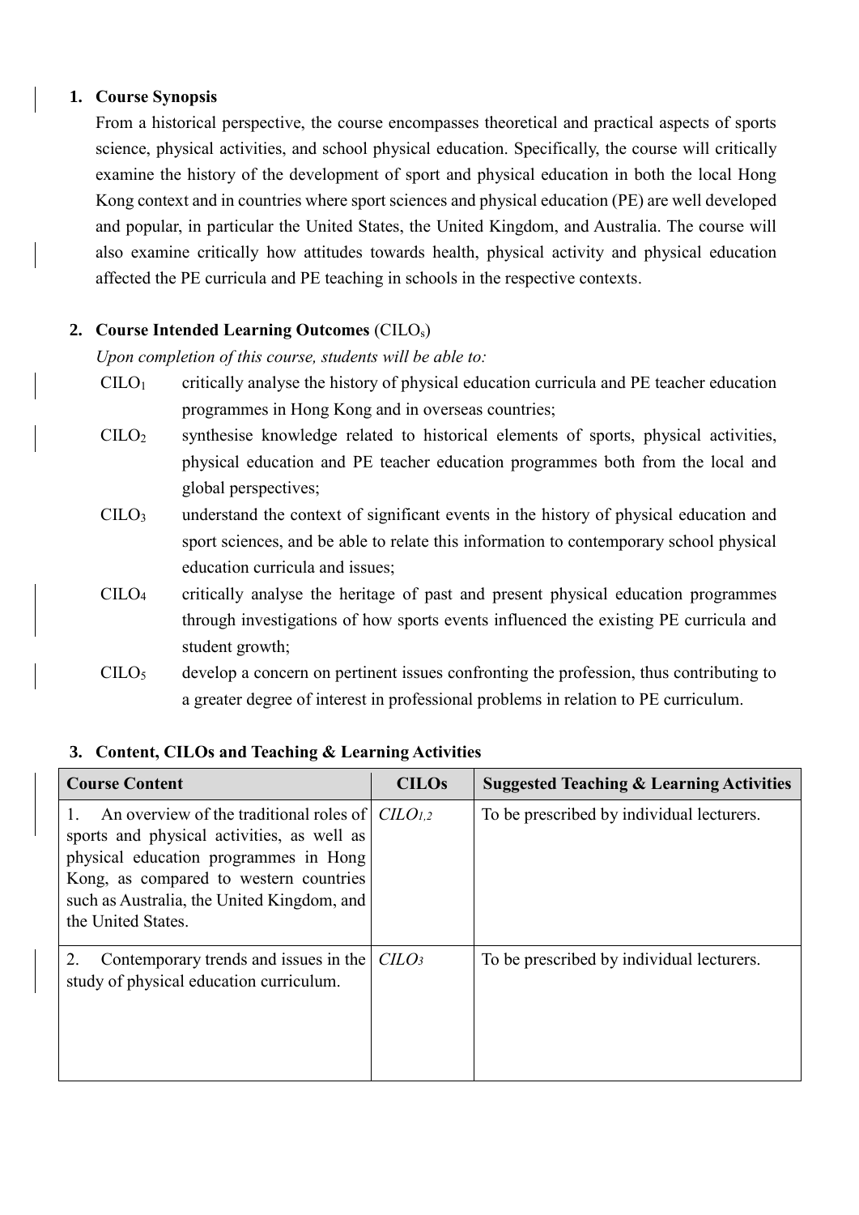## 1. Course Synopsis

From a historical perspective, the course encompasses theoretical and practical aspects of sports science, physical activities, and school physical education. Specifically, the course will critically examine the history of the development of sport and physical education in both the local Hong Kong context and in countries where sport sciences and physical education (PE) are well developed and popular, in particular the United States, the United Kingdom, and Australia. The course will also examine critically how attitudes towards health, physical activity and physical education affected the PE curricula and PE teaching in schools in the respective contexts.

## 2. Course Intended Learning Outcomes (CILO$_s$)

*Upon completion of this course, students will be able to:*

- CILO$_1$ critically analyse the history of physical education curricula and PE teacher education programmes in Hong Kong and in overseas countries;
- CILO$_2$ synthesise knowledge related to historical elements of sports, physical activities, physical education and PE teacher education programmes both from the local and global perspectives;
- CILO$_3$ understand the context of significant events in the history of physical education and sport sciences, and be able to relate this information to contemporary school physical education curricula and issues;
- CILO$_4$ critically analyse the heritage of past and present physical education programmes through investigations of how sports events influenced the existing PE curricula and student growth;
- CILO$_5$ develop a concern on pertinent issues confronting the profession, thus contributing to a greater degree of interest in professional problems in relation to PE curriculum.

## 3. Content, CILOs and Teaching & Learning Activities

| Course Content | CILOs | Suggested Teaching & Learning Activities |
| --- | --- | --- |
| 1. An overview of the traditional roles of sports and physical activities, as well as physical education programmes in Hong Kong, as compared to western countries such as Australia, the United Kingdom, and the United States. | *CILO$_{1,2}$* | To be prescribed by individual lecturers. |
| 2. Contemporary trends and issues in the study of physical education curriculum. | *CILO$_3$* | To be prescribed by individual lecturers. |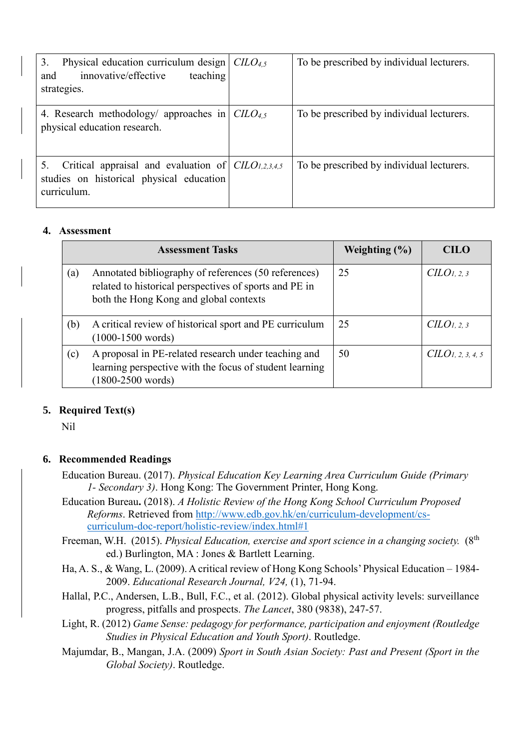| | | |
|---|---|---|
| 3. Physical education curriculum design and innovative/effective teaching strategies. | $CILO_{4,5}$ | To be prescribed by individual lecturers. |
| 4. Research methodology/ approaches in physical education research. | $CILO_{4,5}$ | To be prescribed by individual lecturers. |
| 5. Critical appraisal and evaluation of studies on historical physical education curriculum. | $CILO_{1,2,3,4,5}$ | To be prescribed by individual lecturers. |

## 4. Assessment

| | Assessment Tasks | Weighting (%) | CILO |
|---|---|---|---|
| (a) | Annotated bibliography of references (50 references) related to historical perspectives of sports and PE in both the Hong Kong and global contexts | 25 | $CILO_{1,2,3}$ |
| (b) | A critical review of historical sport and PE curriculum (1000-1500 words) | 25 | $CILO_{1,2,3}$ |
| (c) | A proposal in PE-related research under teaching and learning perspective with the focus of student learning (1800-2500 words) | 50 | $CILO_{1,2,3,4,5}$ |

## 5. Required Text(s)

Nil

## 6. Recommended Readings

Education Bureau. (2017). *Physical Education Key Learning Area Curriculum Guide (Primary 1- Secondary 3)*. Hong Kong: The Government Printer, Hong Kong.

Education Bureau**.** (2018). *A Holistic Review of the Hong Kong School Curriculum Proposed Reforms*. Retrieved from http://www.edb.gov.hk/en/curriculum-development/cs-curriculum-doc-report/holistic-review/index.html#1

Freeman, W.H. (2015). *Physical Education, exercise and sport science in a changing society.* (8th ed.) Burlington, MA : Jones & Bartlett Learning.

Ha, A. S., & Wang, L. (2009). A critical review of Hong Kong Schools' Physical Education – 1984-2009. *Educational Research Journal, V24,* (1), 71-94.

Hallal, P.C., Andersen, L.B., Bull, F.C., et al. (2012). Global physical activity levels: surveillance progress, pitfalls and prospects. *The Lancet*, 380 (9838), 247-57.

Light, R. (2012) *Game Sense: pedagogy for performance, participation and enjoyment (Routledge Studies in Physical Education and Youth Sport)*. Routledge.

Majumdar, B., Mangan, J.A. (2009) *Sport in South Asian Society: Past and Present (Sport in the Global Society)*. Routledge.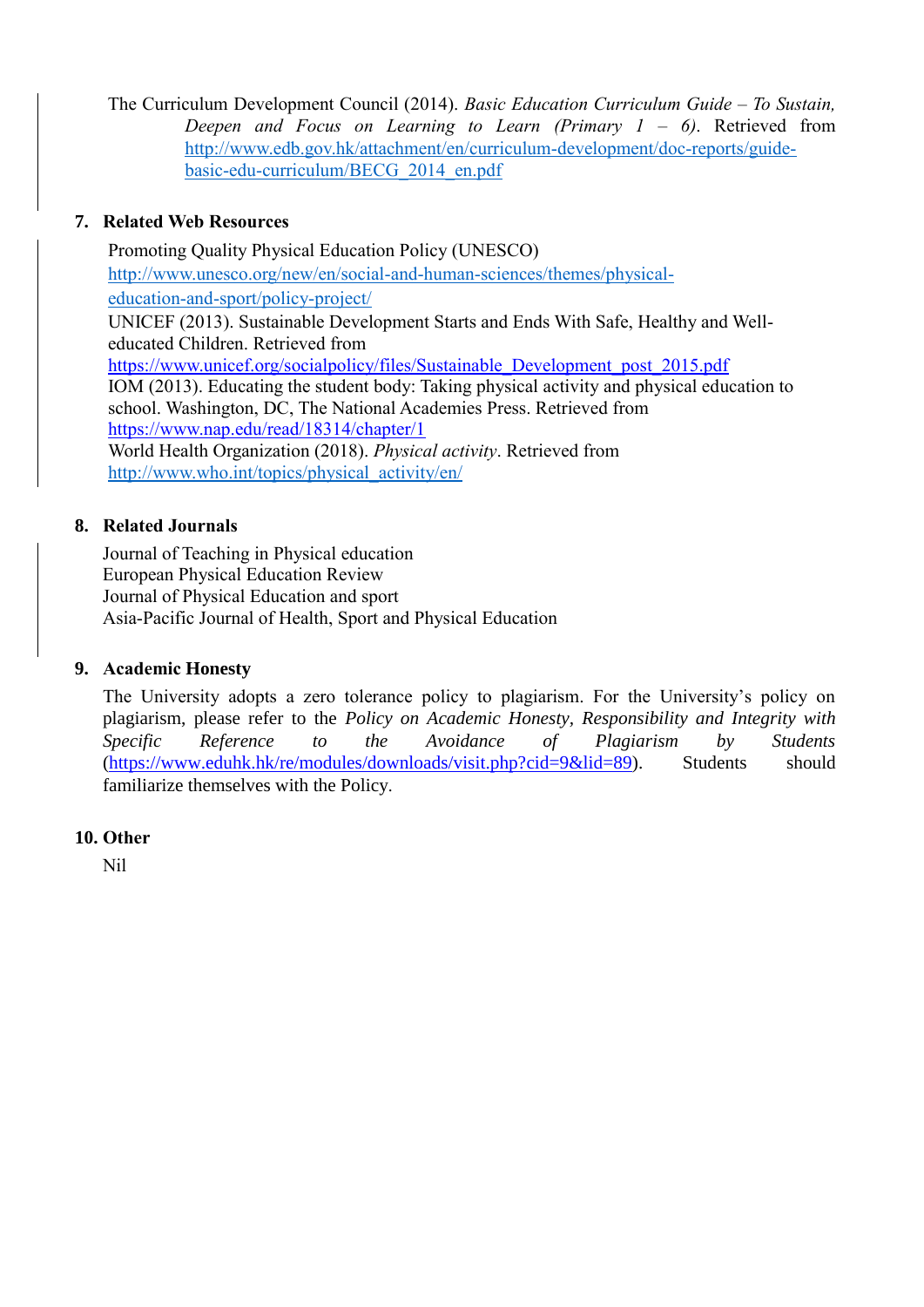The Curriculum Development Council (2014). *Basic Education Curriculum Guide – To Sustain, Deepen and Focus on Learning to Learn (Primary 1 – 6)*. Retrieved from http://www.edb.gov.hk/attachment/en/curriculum-development/doc-reports/guide-basic-edu-curriculum/BECG_2014_en.pdf

## 7. Related Web Resources

Promoting Quality Physical Education Policy (UNESCO)
http://www.unesco.org/new/en/social-and-human-sciences/themes/physical-education-and-sport/policy-project/
UNICEF (2013). Sustainable Development Starts and Ends With Safe, Healthy and Well-educated Children. Retrieved from
https://www.unicef.org/socialpolicy/files/Sustainable_Development_post_2015.pdf
IOM (2013). Educating the student body: Taking physical activity and physical education to school. Washington, DC, The National Academies Press. Retrieved from
https://www.nap.edu/read/18314/chapter/1
World Health Organization (2018). *Physical activity*. Retrieved from
http://www.who.int/topics/physical_activity/en/

## 8. Related Journals

Journal of Teaching in Physical education
European Physical Education Review
Journal of Physical Education and sport
Asia-Pacific Journal of Health, Sport and Physical Education

## 9. Academic Honesty

The University adopts a zero tolerance policy to plagiarism. For the University's policy on plagiarism, please refer to the *Policy on Academic Honesty*, *Responsibility and Integrity with Specific Reference to the Avoidance of Plagiarism by Students* (https://www.eduhk.hk/re/modules/downloads/visit.php?cid=9&lid=89). Students should familiarize themselves with the Policy.

## 10. Other

Nil